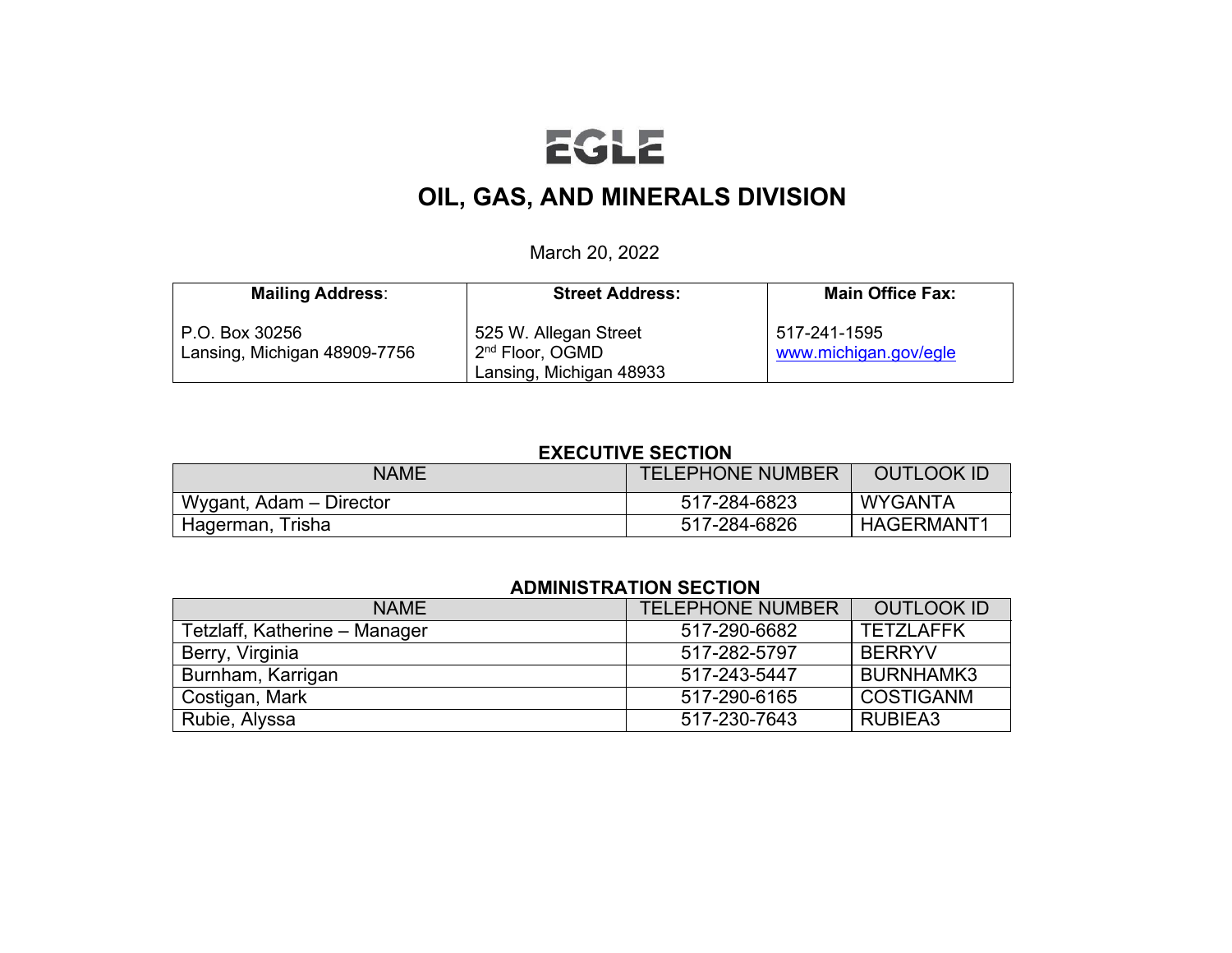# EGLE

# OIL, GAS, AND MINERALS DIVISION

March 20, 2022

| **Mailing Address**: | **Street Address:** | **Main Office Fax:** |
|---|---|---|
| P.O. Box 30256<br>Lansing, Michigan 48909-7756 | 525 W. Allegan Street<br>2nd Floor, OGMD<br>Lansing, Michigan 48933 | 517-241-1595<br>www.michigan.gov/egle |

**EXECUTIVE SECTION**

| NAME | TELEPHONE NUMBER | OUTLOOK ID |
|---|---|---|
| Wygant, Adam – Director | 517-284-6823 | WYGANTA |
| Hagerman, Trisha | 517-284-6826 | HAGERMANT1 |

**ADMINISTRATION SECTION**

| NAME | TELEPHONE NUMBER | OUTLOOK ID |
|---|---|---|
| Tetzlaff, Katherine – Manager | 517-290-6682 | TETZLAFFK |
| Berry, Virginia | 517-282-5797 | BERRYV |
| Burnham, Karrigan | 517-243-5447 | BURNHAMK3 |
| Costigan, Mark | 517-290-6165 | COSTIGANM |
| Rubie, Alyssa | 517-230-7643 | RUBIEA3 |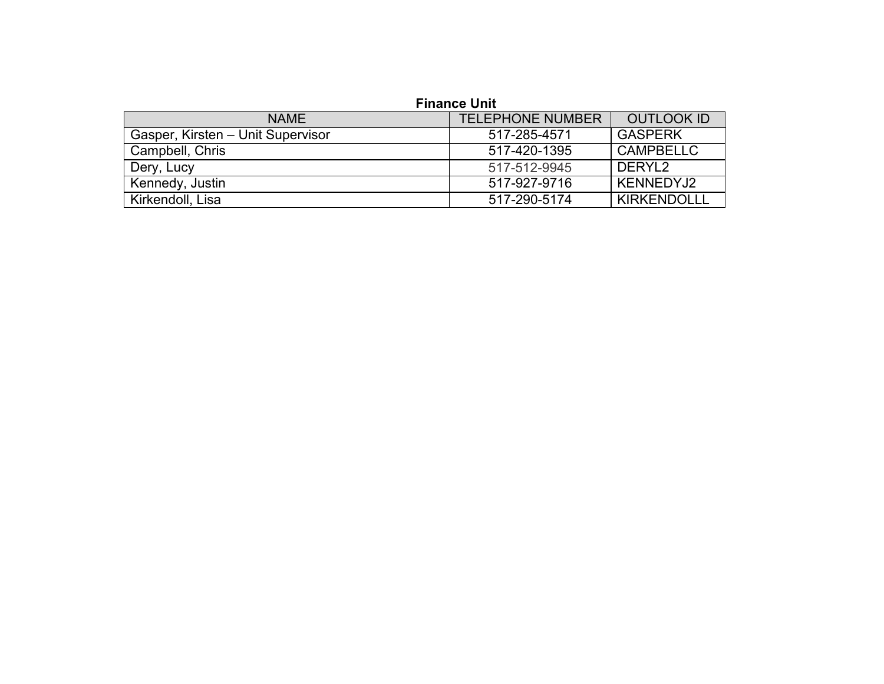**Finance Unit**

| NAME | TELEPHONE NUMBER | OUTLOOK ID |
|---|---|---|
| Gasper, Kirsten – Unit Supervisor | 517-285-4571 | GASPERK |
| Campbell, Chris | 517-420-1395 | CAMPBELLC |
| Dery, Lucy | 517-512-9945 | DERYL2 |
| Kennedy, Justin | 517-927-9716 | KENNEDYJ2 |
| Kirkendoll, Lisa | 517-290-5174 | KIRKENDOLLL |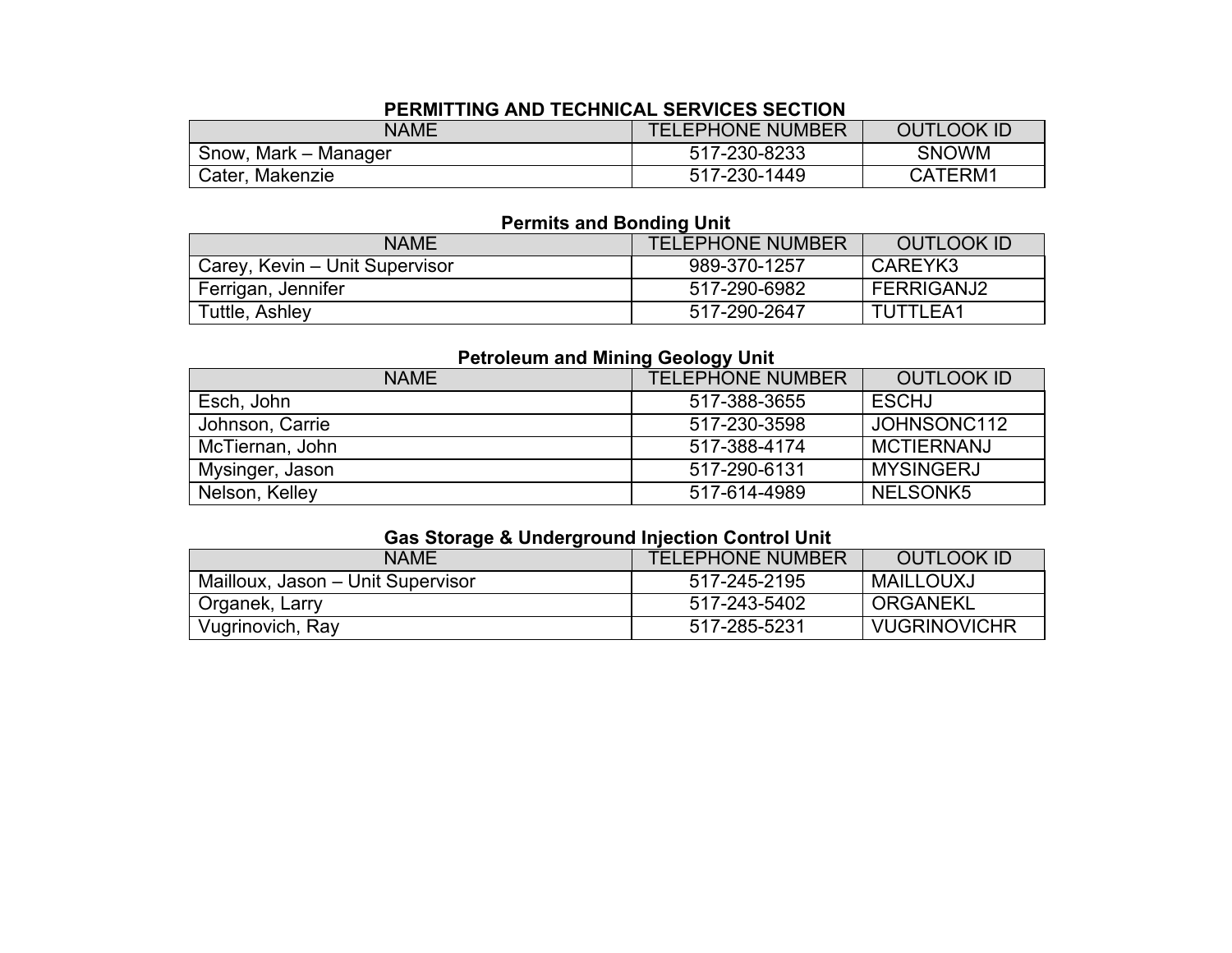## PERMITTING AND TECHNICAL SERVICES SECTION

| NAME | TELEPHONE NUMBER | OUTLOOK ID |
|---|---|---|
| Snow, Mark – Manager | 517-230-8233 | SNOWM |
| Cater, Makenzie | 517-230-1449 | CATERM1 |

### Permits and Bonding Unit

| NAME | TELEPHONE NUMBER | OUTLOOK ID |
|---|---|---|
| Carey, Kevin – Unit Supervisor | 989-370-1257 | CAREYK3 |
| Ferrigan, Jennifer | 517-290-6982 | FERRIGANJ2 |
| Tuttle, Ashley | 517-290-2647 | TUTTLEA1 |

### Petroleum and Mining Geology Unit

| NAME | TELEPHONE NUMBER | OUTLOOK ID |
|---|---|---|
| Esch, John | 517-388-3655 | ESCHJ |
| Johnson, Carrie | 517-230-3598 | JOHNSONC112 |
| McTiernan, John | 517-388-4174 | MCTIERNANJ |
| Mysinger, Jason | 517-290-6131 | MYSINGERJ |
| Nelson, Kelley | 517-614-4989 | NELSONK5 |

### Gas Storage & Underground Injection Control Unit

| NAME | TELEPHONE NUMBER | OUTLOOK ID |
|---|---|---|
| Mailloux, Jason – Unit Supervisor | 517-245-2195 | MAILLOUXJ |
| Organek, Larry | 517-243-5402 | ORGANEKL |
| Vugrinovich, Ray | 517-285-5231 | VUGRINOVICHR |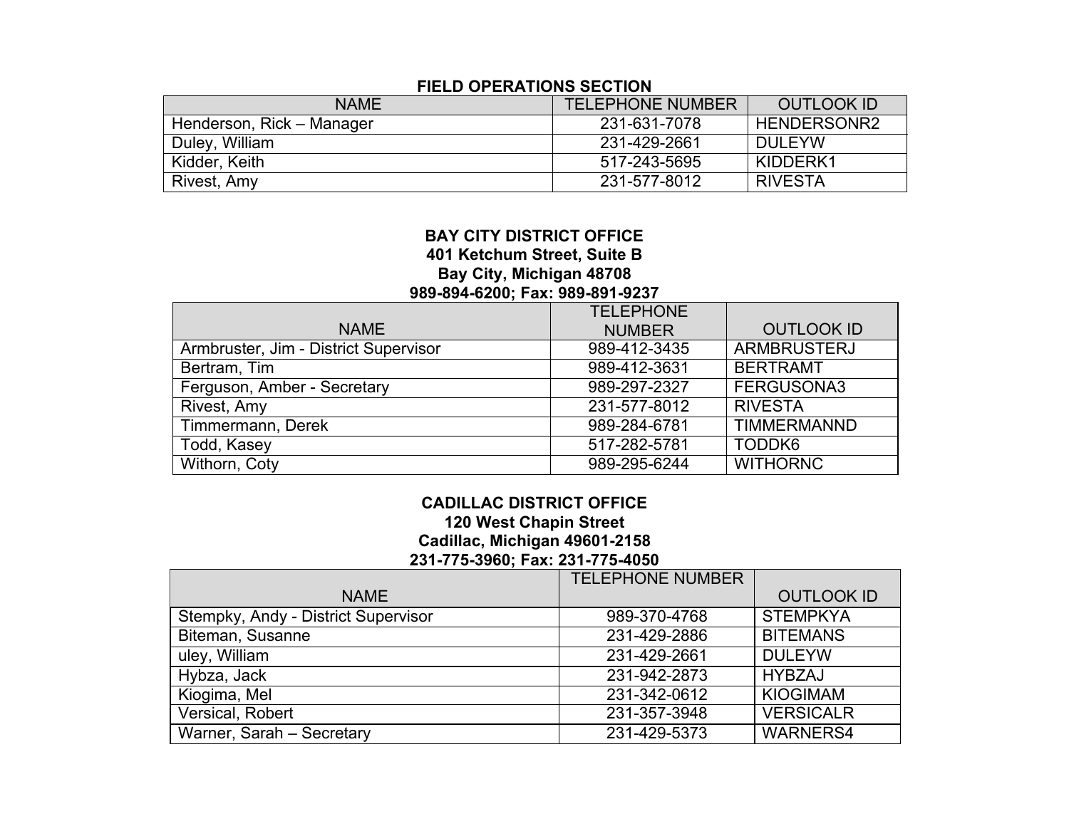**FIELD OPERATIONS SECTION**

| NAME | TELEPHONE NUMBER | OUTLOOK ID |
|---|---|---|
| Henderson, Rick – Manager | 231-631-7078 | HENDERSONR2 |
| Duley, William | 231-429-2661 | DULEYW |
| Kidder, Keith | 517-243-5695 | KIDDERK1 |
| Rivest, Amy | 231-577-8012 | RIVESTA |

**BAY CITY DISTRICT OFFICE**
**401 Ketchum Street, Suite B**
**Bay City, Michigan 48708**
**989-894-6200; Fax: 989-891-9237**

| NAME | TELEPHONE NUMBER | OUTLOOK ID |
|---|---|---|
| Armbruster, Jim - District Supervisor | 989-412-3435 | ARMBRUSTERJ |
| Bertram, Tim | 989-412-3631 | BERTRAMT |
| Ferguson, Amber - Secretary | 989-297-2327 | FERGUSONA3 |
| Rivest, Amy | 231-577-8012 | RIVESTA |
| Timmermann, Derek | 989-284-6781 | TIMMERMANND |
| Todd, Kasey | 517-282-5781 | TODDK6 |
| Withorn, Coty | 989-295-6244 | WITHORNC |

**CADILLAC DISTRICT OFFICE**
**120 West Chapin Street**
**Cadillac, Michigan 49601-2158**
**231-775-3960; Fax: 231-775-4050**

| NAME | TELEPHONE NUMBER | OUTLOOK ID |
|---|---|---|
| Stempky, Andy - District Supervisor | 989-370-4768 | STEMPKYA |
| Biteman, Susanne | 231-429-2886 | BITEMANS |
| uley, William | 231-429-2661 | DULEYW |
| Hybza, Jack | 231-942-2873 | HYBZAJ |
| Kiogima, Mel | 231-342-0612 | KIOGIMAM |
| Versical, Robert | 231-357-3948 | VERSICALR |
| Warner, Sarah – Secretary | 231-429-5373 | WARNERS4 |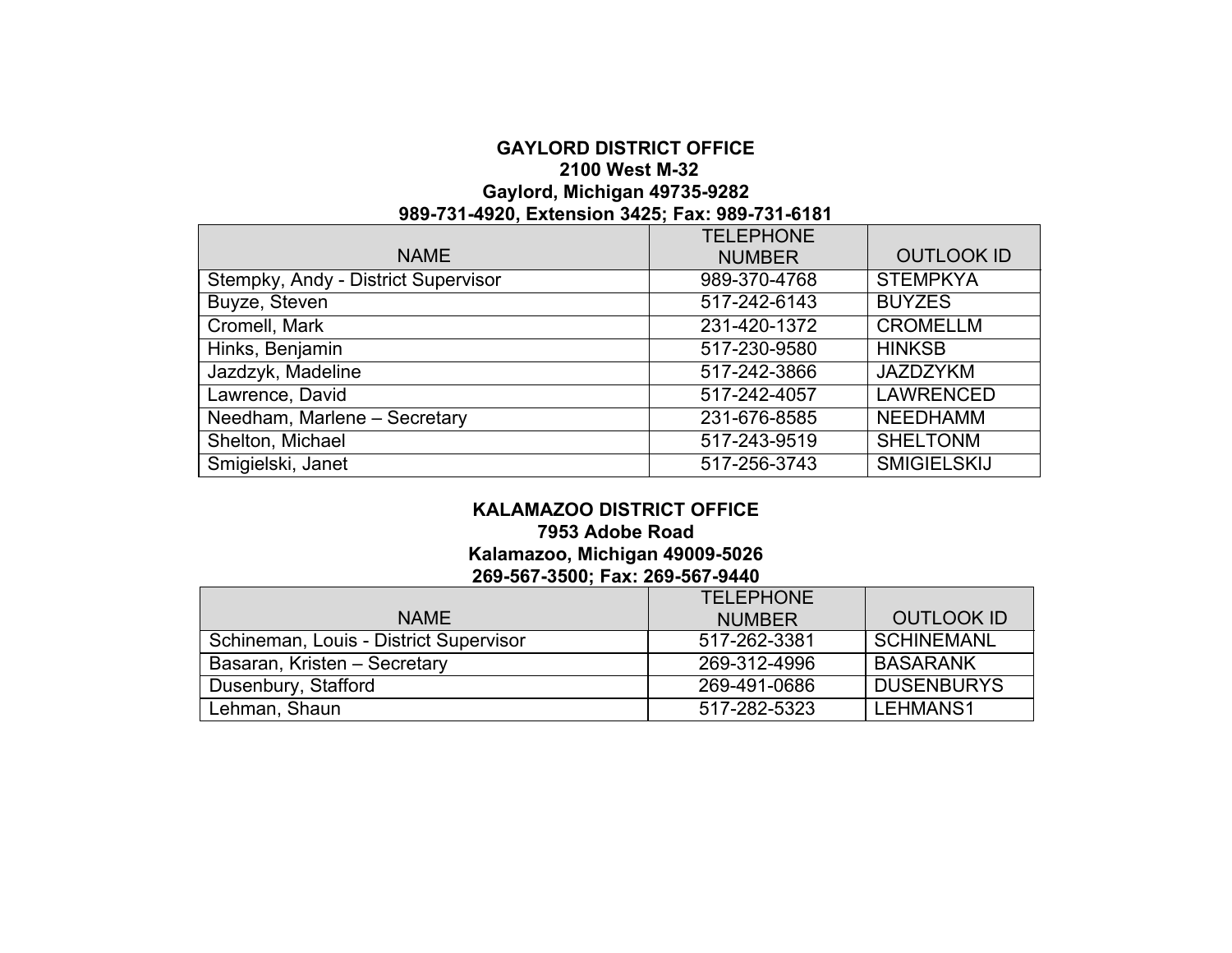## GAYLORD DISTRICT OFFICE

**2100 West M-32**
**Gaylord, Michigan 49735-9282**
**989-731-4920, Extension 3425; Fax: 989-731-6181**

| NAME | TELEPHONE NUMBER | OUTLOOK ID |
|---|---|---|
| Stempky, Andy - District Supervisor | 989-370-4768 | STEMPKYA |
| Buyze, Steven | 517-242-6143 | BUYZES |
| Cromell, Mark | 231-420-1372 | CROMELLM |
| Hinks, Benjamin | 517-230-9580 | HINKSB |
| Jazdzyk, Madeline | 517-242-3866 | JAZDZYKM |
| Lawrence, David | 517-242-4057 | LAWRENCED |
| Needham, Marlene – Secretary | 231-676-8585 | NEEDHAMM |
| Shelton, Michael | 517-243-9519 | SHELTONM |
| Smigielski, Janet | 517-256-3743 | SMIGIELSKIJ |

## KALAMAZOO DISTRICT OFFICE

**7953 Adobe Road**
**Kalamazoo, Michigan 49009-5026**
**269-567-3500; Fax: 269-567-9440**

| NAME | TELEPHONE NUMBER | OUTLOOK ID |
|---|---|---|
| Schineman, Louis - District Supervisor | 517-262-3381 | SCHINEMANL |
| Basaran, Kristen – Secretary | 269-312-4996 | BASARANK |
| Dusenbury, Stafford | 269-491-0686 | DUSENBURYS |
| Lehman, Shaun | 517-282-5323 | LEHMANS1 |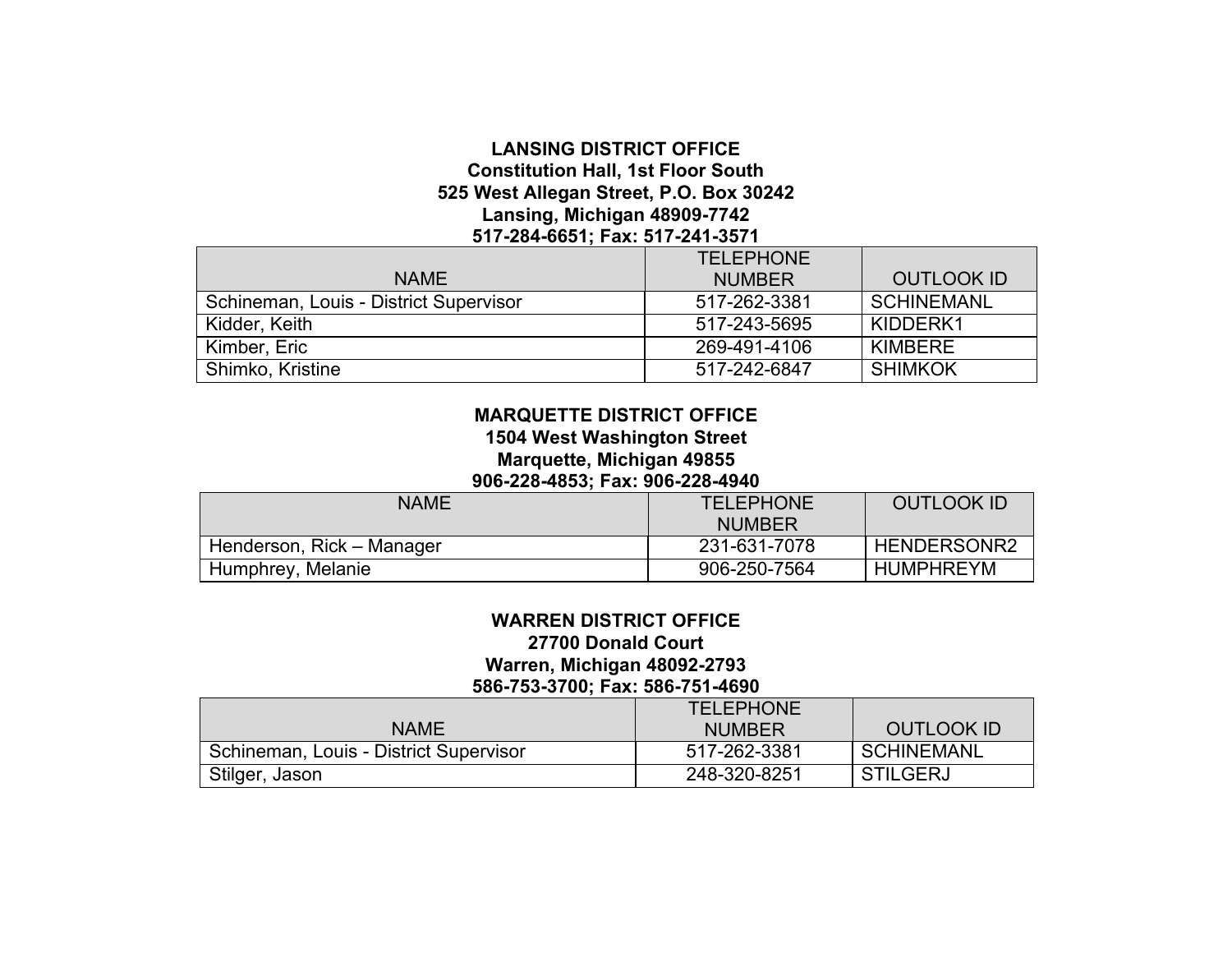**LANSING DISTRICT OFFICE**
**Constitution Hall, 1st Floor South**
**525 West Allegan Street, P.O. Box 30242**
**Lansing, Michigan 48909-7742**
**517-284-6651; Fax: 517-241-3571**

| NAME | TELEPHONE NUMBER | OUTLOOK ID |
|---|---|---|
| Schineman, Louis - District Supervisor | 517-262-3381 | SCHINEMANL |
| Kidder, Keith | 517-243-5695 | KIDDERK1 |
| Kimber, Eric | 269-491-4106 | KIMBERE |
| Shimko, Kristine | 517-242-6847 | SHIMKOK |

**MARQUETTE DISTRICT OFFICE**
**1504 West Washington Street**
**Marquette, Michigan 49855**
**906-228-4853; Fax: 906-228-4940**

| NAME | TELEPHONE NUMBER | OUTLOOK ID |
|---|---|---|
| Henderson, Rick – Manager | 231-631-7078 | HENDERSONR2 |
| Humphrey, Melanie | 906-250-7564 | HUMPHREYM |

**WARREN DISTRICT OFFICE**
**27700 Donald Court**
**Warren, Michigan 48092-2793**
**586-753-3700; Fax: 586-751-4690**

| NAME | TELEPHONE NUMBER | OUTLOOK ID |
|---|---|---|
| Schineman, Louis - District Supervisor | 517-262-3381 | SCHINEMANL |
| Stilger, Jason | 248-320-8251 | STILGERJ |